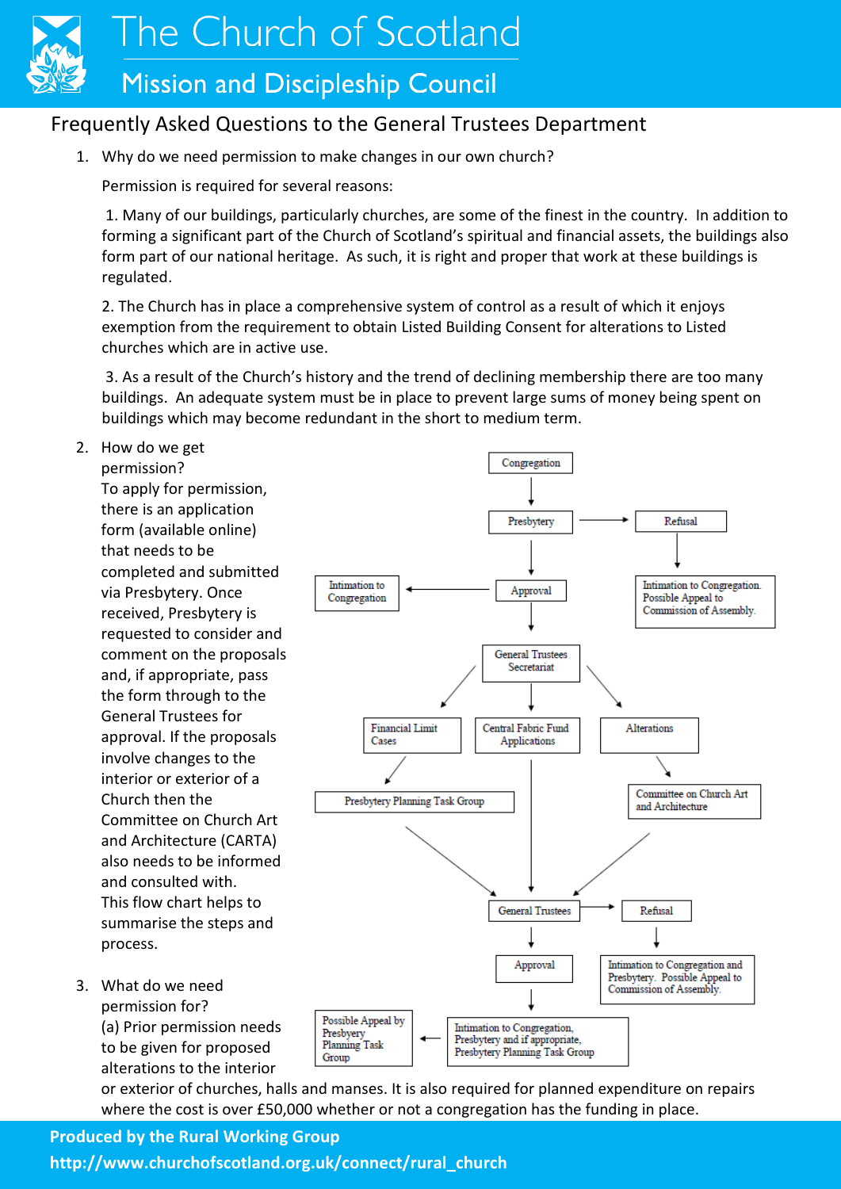# The Church of Scotland

## Mission and Discipleship Council

## Frequently Asked Questions to the General Trustees Department

1. Why do we need permission to make changes in our own church?

   Permission is required for several reasons:

   1. Many of our buildings, particularly churches, are some of the finest in the country. In addition to forming a significant part of the Church of Scotland's spiritual and financial assets, the buildings also form part of our national heritage. As such, it is right and proper that work at these buildings is regulated.

   2. The Church has in place a comprehensive system of control as a result of which it enjoys exemption from the requirement to obtain Listed Building Consent for alterations to Listed churches which are in active use.

   3. As a result of the Church's history and the trend of declining membership there are too many buildings. An adequate system must be in place to prevent large sums of money being spent on buildings which may become redundant in the short to medium term.

2. How do we get permission?
   To apply for permission, there is an application form (available online) that needs to be completed and submitted via Presbytery. Once received, Presbytery is requested to consider and comment on the proposals and, if appropriate, pass the form through to the General Trustees for approval. If the proposals involve changes to the interior or exterior of a Church then the Committee on Church Art and Architecture (CARTA) also needs to be informed and consulted with.
   This flow chart helps to summarise the steps and process.

   Congregation → Presbytery

   Presbytery → Refusal → Intimation to Congregation. Possible Appeal to Commission of Assembly.

   Presbytery → Approval → Intimation to Congregation

   Approval → General Trustees Secretariat

   General Trustees Secretariat → Financial Limit Cases → Presbytery Planning Task Group → General Trustees

   General Trustees Secretariat → Central Fabric Fund Applications → General Trustees

   General Trustees Secretariat → Alterations → Committee on Church Art and Architecture → General Trustees

   General Trustees → Refusal → Intimation to Congregation and Presbytery. Possible Appeal to Commission of Assembly.

   General Trustees → Approval → Intimation to Congregation, Presbytery and if appropriate, Presbytery Planning Task Group → Possible Appeal by Presbytery Planning Task Group

3. What do we need permission for?
   (a) Prior permission needs to be given for proposed alterations to the interior or exterior of churches, halls and manses. It is also required for planned expenditure on repairs where the cost is over £50,000 whether or not a congregation has the funding in place.

**Produced by the Rural Working Group**

**http://www.churchofscotland.org.uk/connect/rural_church**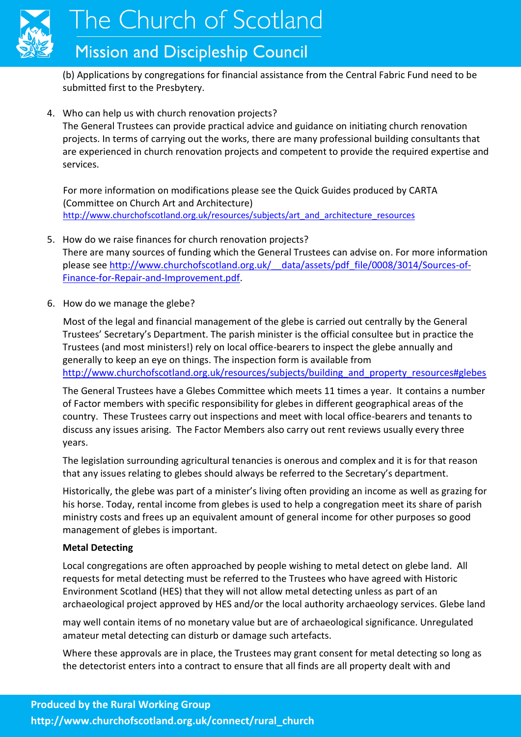(b) Applications by congregations for financial assistance from the Central Fabric Fund need to be submitted first to the Presbytery.

4. Who can help us with church renovation projects?
   The General Trustees can provide practical advice and guidance on initiating church renovation projects. In terms of carrying out the works, there are many professional building consultants that are experienced in church renovation projects and competent to provide the required expertise and services.

   For more information on modifications please see the Quick Guides produced by CARTA (Committee on Church Art and Architecture)
   http://www.churchofscotland.org.uk/resources/subjects/art_and_architecture_resources

5. How do we raise finances for church renovation projects?
   There are many sources of funding which the General Trustees can advise on. For more information please see http://www.churchofscotland.org.uk/__data/assets/pdf_file/0008/3014/Sources-of-Finance-for-Repair-and-Improvement.pdf.

6. How do we manage the glebe?

   Most of the legal and financial management of the glebe is carried out centrally by the General Trustees' Secretary's Department. The parish minister is the official consultee but in practice the Trustees (and most ministers!) rely on local office-bearers to inspect the glebe annually and generally to keep an eye on things. The inspection form is available from http://www.churchofscotland.org.uk/resources/subjects/building_and_property_resources#glebes

   The General Trustees have a Glebes Committee which meets 11 times a year. It contains a number of Factor members with specific responsibility for glebes in different geographical areas of the country. These Trustees carry out inspections and meet with local office-bearers and tenants to discuss any issues arising. The Factor Members also carry out rent reviews usually every three years.

   The legislation surrounding agricultural tenancies is onerous and complex and it is for that reason that any issues relating to glebes should always be referred to the Secretary's department.

   Historically, the glebe was part of a minister's living often providing an income as well as grazing for his horse. Today, rental income from glebes is used to help a congregation meet its share of parish ministry costs and frees up an equivalent amount of general income for other purposes so good management of glebes is important.

   **Metal Detecting**

   Local congregations are often approached by people wishing to metal detect on glebe land. All requests for metal detecting must be referred to the Trustees who have agreed with Historic Environment Scotland (HES) that they will not allow metal detecting unless as part of an archaeological project approved by HES and/or the local authority archaeology services. Glebe land may well contain items of no monetary value but are of archaeological significance. Unregulated amateur metal detecting can disturb or damage such artefacts.

   Where these approvals are in place, the Trustees may grant consent for metal detecting so long as the detectorist enters into a contract to ensure that all finds are all property dealt with and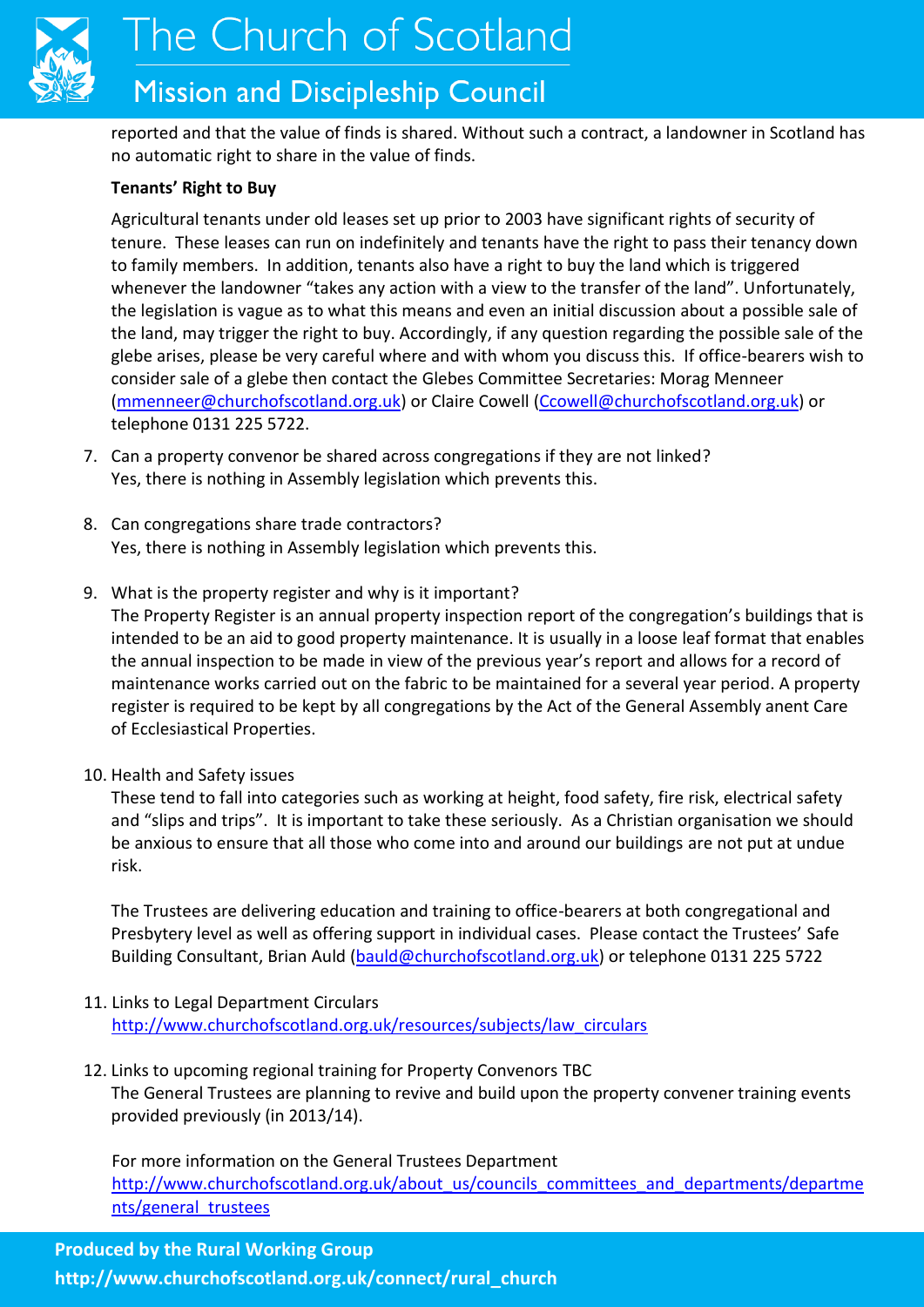reported and that the value of finds is shared. Without such a contract, a landowner in Scotland has no automatic right to share in the value of finds.

**Tenants' Right to Buy**

Agricultural tenants under old leases set up prior to 2003 have significant rights of security of tenure. These leases can run on indefinitely and tenants have the right to pass their tenancy down to family members. In addition, tenants also have a right to buy the land which is triggered whenever the landowner "takes any action with a view to the transfer of the land". Unfortunately, the legislation is vague as to what this means and even an initial discussion about a possible sale of the land, may trigger the right to buy. Accordingly, if any question regarding the possible sale of the glebe arises, please be very careful where and with whom you discuss this. If office-bearers wish to consider sale of a glebe then contact the Glebes Committee Secretaries: Morag Menneer (mmenneer@churchofscotland.org.uk) or Claire Cowell (Ccowell@churchofscotland.org.uk) or telephone 0131 225 5722.

7. Can a property convenor be shared across congregations if they are not linked?
   Yes, there is nothing in Assembly legislation which prevents this.

8. Can congregations share trade contractors?
   Yes, there is nothing in Assembly legislation which prevents this.

9. What is the property register and why is it important?
   The Property Register is an annual property inspection report of the congregation's buildings that is intended to be an aid to good property maintenance. It is usually in a loose leaf format that enables the annual inspection to be made in view of the previous year's report and allows for a record of maintenance works carried out on the fabric to be maintained for a several year period. A property register is required to be kept by all congregations by the Act of the General Assembly anent Care of Ecclesiastical Properties.

10. Health and Safety issues
    These tend to fall into categories such as working at height, food safety, fire risk, electrical safety and "slips and trips". It is important to take these seriously. As a Christian organisation we should be anxious to ensure that all those who come into and around our buildings are not put at undue risk.

    The Trustees are delivering education and training to office-bearers at both congregational and Presbytery level as well as offering support in individual cases. Please contact the Trustees' Safe Building Consultant, Brian Auld (bauld@churchofscotland.org.uk) or telephone 0131 225 5722

11. Links to Legal Department Circulars
    http://www.churchofscotland.org.uk/resources/subjects/law_circulars

12. Links to upcoming regional training for Property Convenors TBC
    The General Trustees are planning to revive and build upon the property convener training events provided previously (in 2013/14).

    For more information on the General Trustees Department
    http://www.churchofscotland.org.uk/about_us/councils_committees_and_departments/departments/general_trustees